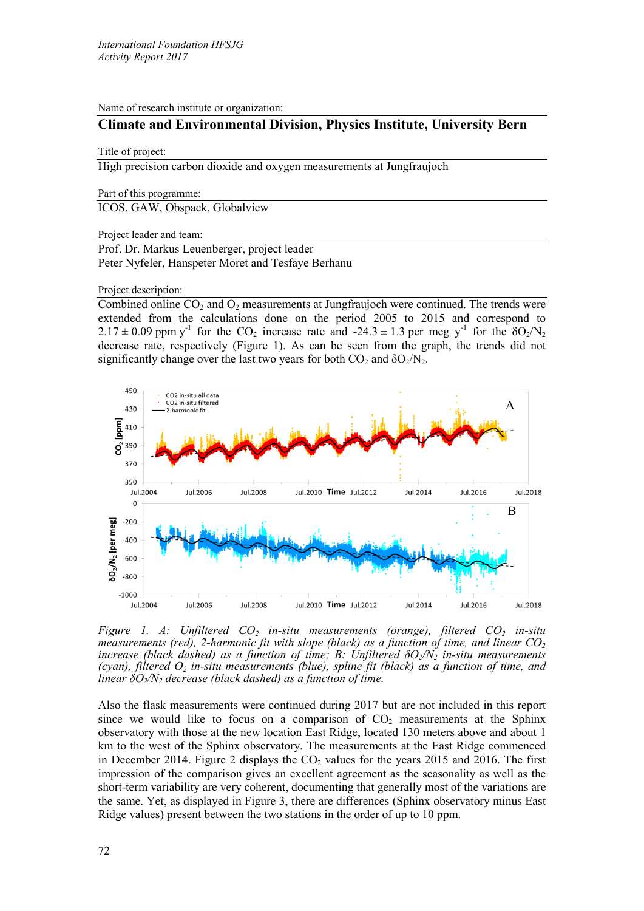*International Foundation HFSJG*
*Activity Report 2017*

Name of research institute or organization:

## Climate and Environmental Division, Physics Institute, University Bern

Title of project:

High precision carbon dioxide and oxygen measurements at Jungfraujoch

Part of this programme:

ICOS, GAW, Obspack, Globalview

Project leader and team:

Prof. Dr. Markus Leuenberger, project leader
Peter Nyfeler, Hanspeter Moret and Tesfaye Berhanu

Project description:

Combined online $CO_2$ and $O_2$ measurements at Jungfraujoch were continued. The trends were extended from the calculations done on the period 2005 to 2015 and correspond to $2.17 \pm 0.09$ ppm $y^{-1}$ for the $CO_2$ increase rate and $-24.3 \pm 1.3$ per meg $y^{-1}$ for the $\delta O_2/N_2$ decrease rate, respectively (Figure 1). As can be seen from the graph, the trends did not significantly change over the last two years for both $CO_2$ and $\delta O_2/N_2$.

*Figure 1. A: Unfiltered $CO_2$ in-situ measurements (orange), filtered $CO_2$ in-situ measurements (red), 2-harmonic fit with slope (black) as a function of time, and linear $CO_2$ increase (black dashed) as a function of time; B: Unfiltered $\delta O_2/N_2$ in-situ measurements (cyan), filtered $O_2$ in-situ measurements (blue), spline fit (black) as a function of time, and linear $\delta O_2/N_2$ decrease (black dashed) as a function of time.*

Also the flask measurements were continued during 2017 but are not included in this report since we would like to focus on a comparison of $CO_2$ measurements at the Sphinx observatory with those at the new location East Ridge, located 130 meters above and about 1 km to the west of the Sphinx observatory. The measurements at the East Ridge commenced in December 2014. Figure 2 displays the $CO_2$ values for the years 2015 and 2016. The first impression of the comparison gives an excellent agreement as the seasonality as well as the short-term variability are very coherent, documenting that generally most of the variations are the same. Yet, as displayed in Figure 3, there are differences (Sphinx observatory minus East Ridge values) present between the two stations in the order of up to 10 ppm.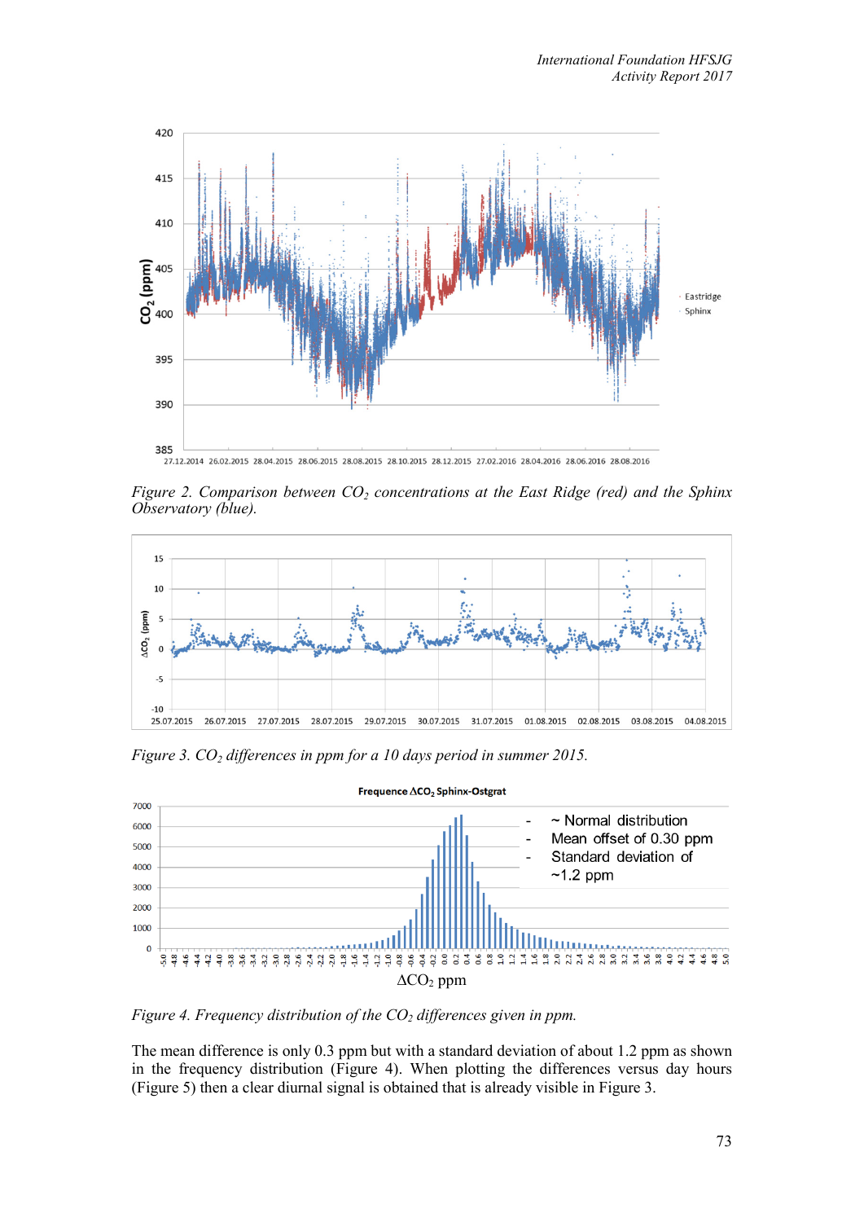*Figure 2. Comparison between $CO_2$ concentrations at the East Ridge (red) and the Sphinx Observatory (blue).*

*Figure 3. $CO_2$ differences in ppm for a 10 days period in summer 2015.*

- ~ Normal distribution
- Mean offset of 0.30 ppm
- Standard deviation of ~1.2 ppm

*Figure 4. Frequency distribution of the $CO_2$ differences given in ppm.*

The mean difference is only 0.3 ppm but with a standard deviation of about 1.2 ppm as shown in the frequency distribution (Figure 4). When plotting the differences versus day hours (Figure 5) then a clear diurnal signal is obtained that is already visible in Figure 3.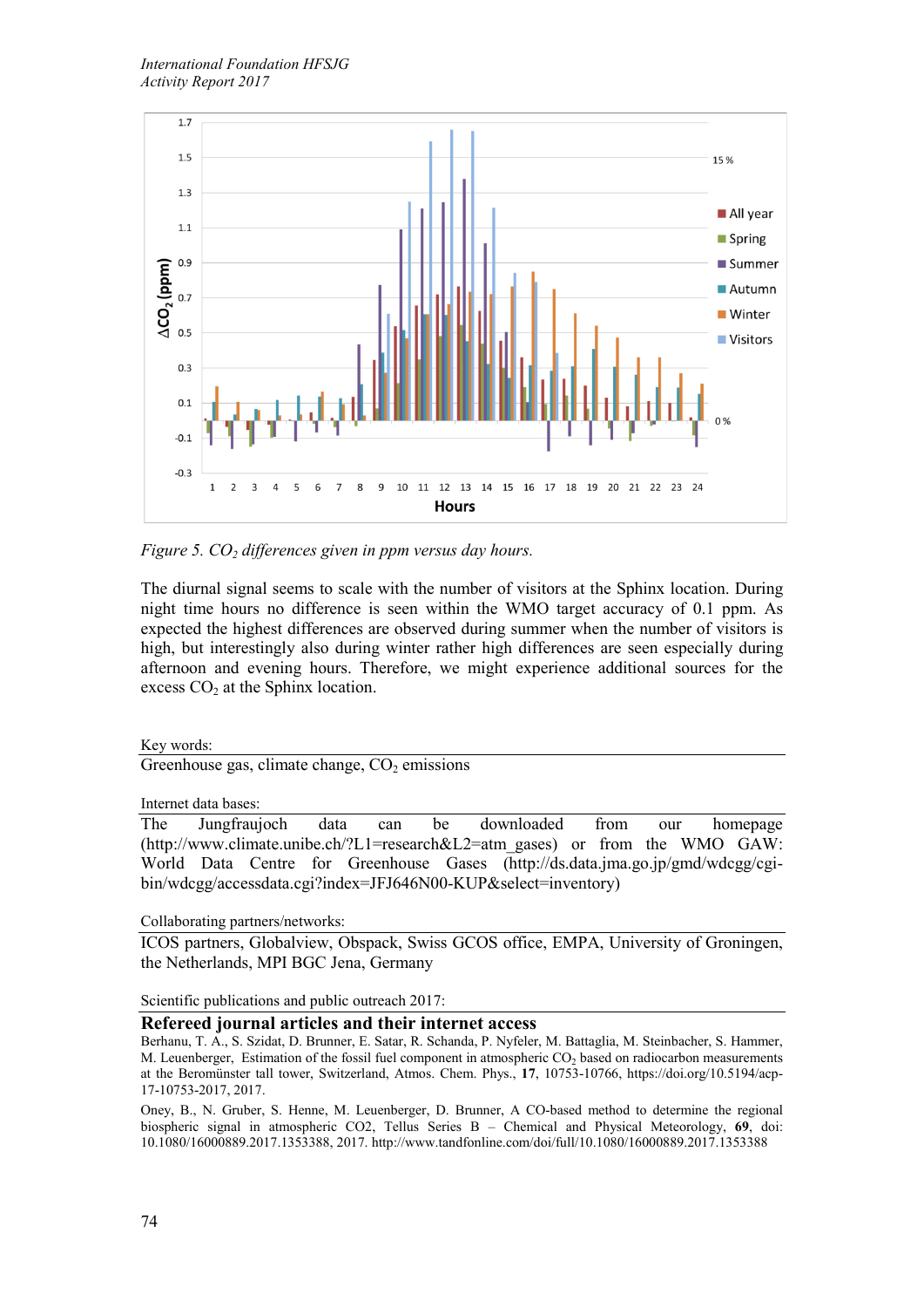Figure 5. $CO_2$ differences given in ppm versus day hours.

The diurnal signal seems to scale with the number of visitors at the Sphinx location. During night time hours no difference is seen within the WMO target accuracy of 0.1 ppm. As expected the highest differences are observed during summer when the number of visitors is high, but interestingly also during winter rather high differences are seen especially during afternoon and evening hours. Therefore, we might experience additional sources for the excess $CO_2$ at the Sphinx location.

Key words:

Greenhouse gas, climate change, $CO_2$ emissions

Internet data bases:

The Jungfraujoch data can be downloaded from our homepage (http://www.climate.unibe.ch/?L1=research&L2=atm_gases) or from the WMO GAW: World Data Centre for Greenhouse Gases (http://ds.data.jma.go.jp/gmd/wdcgg/cgi-bin/wdcgg/accessdata.cgi?index=JFJ646N00-KUP&select=inventory)

Collaborating partners/networks:

ICOS partners, Globalview, Obspack, Swiss GCOS office, EMPA, University of Groningen, the Netherlands, MPI BGC Jena, Germany

Scientific publications and public outreach 2017:

## Refereed journal articles and their internet access

Berhanu, T. A., S. Szidat, D. Brunner, E. Satar, R. Schanda, P. Nyfeler, M. Battaglia, M. Steinbacher, S. Hammer, M. Leuenberger, Estimation of the fossil fuel component in atmospheric $CO_2$ based on radiocarbon measurements at the Beromünster tall tower, Switzerland, Atmos. Chem. Phys., **17**, 10753-10766, https://doi.org/10.5194/acp-17-10753-2017, 2017.

Oney, B., N. Gruber, S. Henne, M. Leuenberger, D. Brunner, A CO-based method to determine the regional biospheric signal in atmospheric CO2, Tellus Series B – Chemical and Physical Meteorology, **69**, doi: 10.1080/16000889.2017.1353388, 2017. http://www.tandfonline.com/doi/full/10.1080/16000889.2017.1353388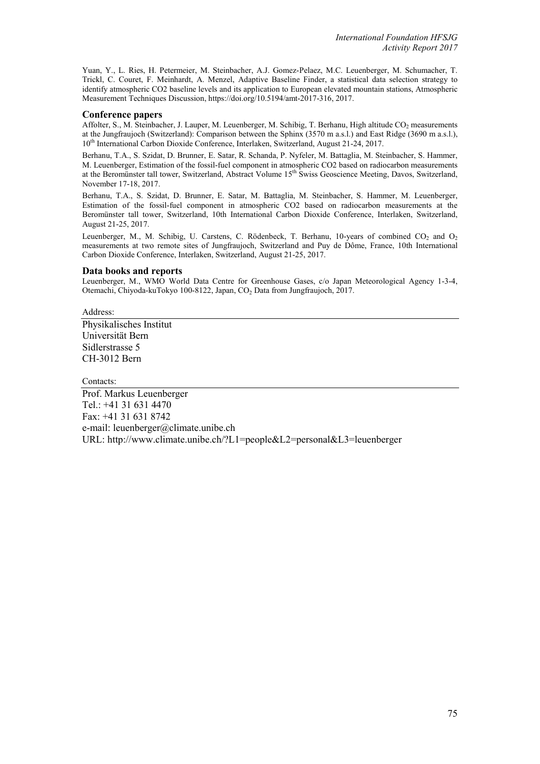Yuan, Y., L. Ries, H. Petermeier, M. Steinbacher, A.J. Gomez-Pelaez, M.C. Leuenberger, M. Schumacher, T. Trickl, C. Couret, F. Meinhardt, A. Menzel, Adaptive Baseline Finder, a statistical data selection strategy to identify atmospheric CO2 baseline levels and its application to European elevated mountain stations, Atmospheric Measurement Techniques Discussion, https://doi.org/10.5194/amt-2017-316, 2017.

### Conference papers

Affolter, S., M. Steinbacher, J. Lauper, M. Leuenberger, M. Schibig, T. Berhanu, High altitude $CO_2$ measurements at the Jungfraujoch (Switzerland): Comparison between the Sphinx (3570 m a.s.l.) and East Ridge (3690 m a.s.l.), 10th International Carbon Dioxide Conference, Interlaken, Switzerland, August 21-24, 2017.

Berhanu, T.A., S. Szidat, D. Brunner, E. Satar, R. Schanda, P. Nyfeler, M. Battaglia, M. Steinbacher, S. Hammer, M. Leuenberger, Estimation of the fossil-fuel component in atmospheric CO2 based on radiocarbon measurements at the Beromünster tall tower, Switzerland, Abstract Volume 15th Swiss Geoscience Meeting, Davos, Switzerland, November 17-18, 2017.

Berhanu, T.A., S. Szidat, D. Brunner, E. Satar, M. Battaglia, M. Steinbacher, S. Hammer, M. Leuenberger, Estimation of the fossil-fuel component in atmospheric CO2 based on radiocarbon measurements at the Beromünster tall tower, Switzerland, 10th International Carbon Dioxide Conference, Interlaken, Switzerland, August 21-25, 2017.

Leuenberger, M., M. Schibig, U. Carstens, C. Rödenbeck, T. Berhanu, 10-years of combined $CO_2$ and $O_2$ measurements at two remote sites of Jungfraujoch, Switzerland and Puy de Dôme, France, 10th International Carbon Dioxide Conference, Interlaken, Switzerland, August 21-25, 2017.

### Data books and reports

Leuenberger, M., WMO World Data Centre for Greenhouse Gases, c/o Japan Meteorological Agency 1-3-4, Otemachi, Chiyoda-kuTokyo 100-8122, Japan, $CO_2$ Data from Jungfraujoch, 2017.

Address:

Physikalisches Institut
Universität Bern
Sidlerstrasse 5
CH-3012 Bern

Contacts:

Prof. Markus Leuenberger
Tel.: +41 31 631 4470
Fax: +41 31 631 8742
e-mail: leuenberger@climate.unibe.ch
URL: http://www.climate.unibe.ch/?L1=people&L2=personal&L3=leuenberger